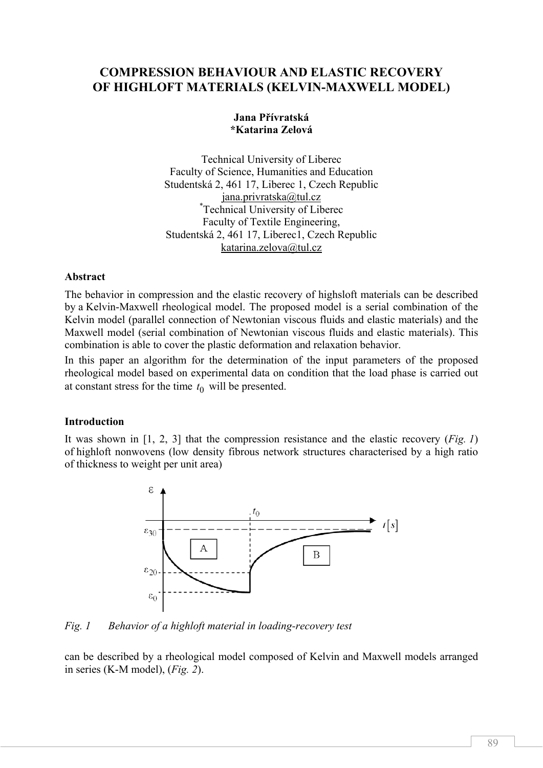# COMPRESSION BEHAVIOUR AND ELASTIC RECOVERY OF HIGHLOFT MATERIALS (KELVIN-MAXWELL MODEL)

**Jana Přívratská**
**\*Katarina Zelová**

Technical University of Liberec
Faculty of Science, Humanities and Education
Studentská 2, 461 17, Liberec 1, Czech Republic
jana.privratska@tul.cz
*Technical University of Liberec
Faculty of Textile Engineering,
Studentská 2, 461 17, Liberec1, Czech Republic
katarina.zelova@tul.cz

### Abstract

The behavior in compression and the elastic recovery of highsloft materials can be described by a Kelvin-Maxwell rheological model. The proposed model is a serial combination of the Kelvin model (parallel connection of Newtonian viscous fluids and elastic materials) and the Maxwell model (serial combination of Newtonian viscous fluids and elastic materials). This combination is able to cover the plastic deformation and relaxation behavior.

In this paper an algorithm for the determination of the input parameters of the proposed rheological model based on experimental data on condition that the load phase is carried out at constant stress for the time $t_0$ will be presented.

### Introduction

It was shown in [1, 2, 3] that the compression resistance and the elastic recovery (*Fig. 1*) of highloft nonwovens (low density fibrous network structures characterised by a high ratio of thickness to weight per unit area)

ε
$t_0$
$t\,[s]$
$\varepsilon_{30}$
A
B
$\varepsilon_{20}$
$\varepsilon_0$

*Fig. 1 Behavior of a highloft material in loading-recovery test*

can be described by a rheological model composed of Kelvin and Maxwell models arranged in series (K-M model), (*Fig. 2*).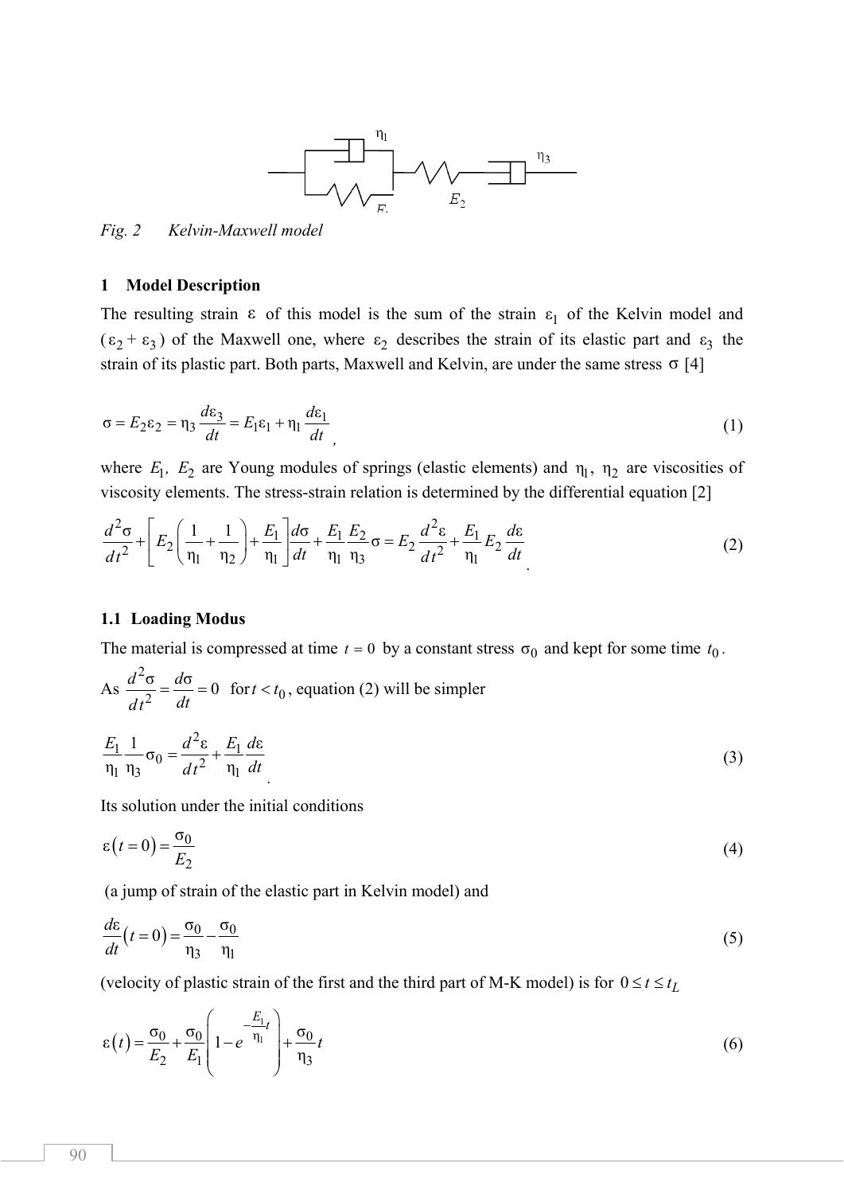η1

η3

E2

E1

*Fig. 2 Kelvin-Maxwell model*

## 1 Model Description

The resulting strain $\varepsilon$ of this model is the sum of the strain $\varepsilon_1$ of the Kelvin model and $(\varepsilon_2 + \varepsilon_3)$ of the Maxwell one, where $\varepsilon_2$ describes the strain of its elastic part and $\varepsilon_3$ the strain of its plastic part. Both parts, Maxwell and Kelvin, are under the same stress $\sigma$ [4]

$$\sigma = E_2 \varepsilon_2 = \eta_3 \frac{d\varepsilon_3}{dt} = E_1 \varepsilon_1 + \eta_1 \frac{d\varepsilon_1}{dt}, \tag{1}$$

where $E_1$, $E_2$ are Young modules of springs (elastic elements) and $\eta_1$, $\eta_2$ are viscosities of viscosity elements. The stress-strain relation is determined by the differential equation [2]

$$\frac{d^2\sigma}{dt^2} + \left[ E_2 \left( \frac{1}{\eta_1} + \frac{1}{\eta_2} \right) + \frac{E_1}{\eta_1} \right] \frac{d\sigma}{dt} + \frac{E_1}{\eta_1} \frac{E_2}{\eta_3} \sigma = E_2 \frac{d^2\varepsilon}{dt^2} + \frac{E_1}{\eta_1} E_2 \frac{d\varepsilon}{dt}. \tag{2}$$

### 1.1 Loading Modus

The material is compressed at time $t = 0$ by a constant stress $\sigma_0$ and kept for some time $t_0$.

As $\frac{d^2\sigma}{dt^2} = \frac{d\sigma}{dt} = 0$ for $t < t_0$, equation (2) will be simpler

$$\frac{E_1}{\eta_1} \frac{1}{\eta_3} \sigma_0 = \frac{d^2\varepsilon}{dt^2} + \frac{E_1}{\eta_1} \frac{d\varepsilon}{dt}. \tag{3}$$

Its solution under the initial conditions

$$\varepsilon(t = 0) = \frac{\sigma_0}{E_2} \tag{4}$$

(a jump of strain of the elastic part in Kelvin model) and

$$\frac{d\varepsilon}{dt}(t = 0) = \frac{\sigma_0}{\eta_3} - \frac{\sigma_0}{\eta_1} \tag{5}$$

(velocity of plastic strain of the first and the third part of M-K model) is for $0 \le t \le t_L$

$$\varepsilon(t) = \frac{\sigma_0}{E_2} + \frac{\sigma_0}{E_1} \left( 1 - e^{-\frac{E_1}{\eta_1} t} \right) + \frac{\sigma_0}{\eta_3} t \tag{6}$$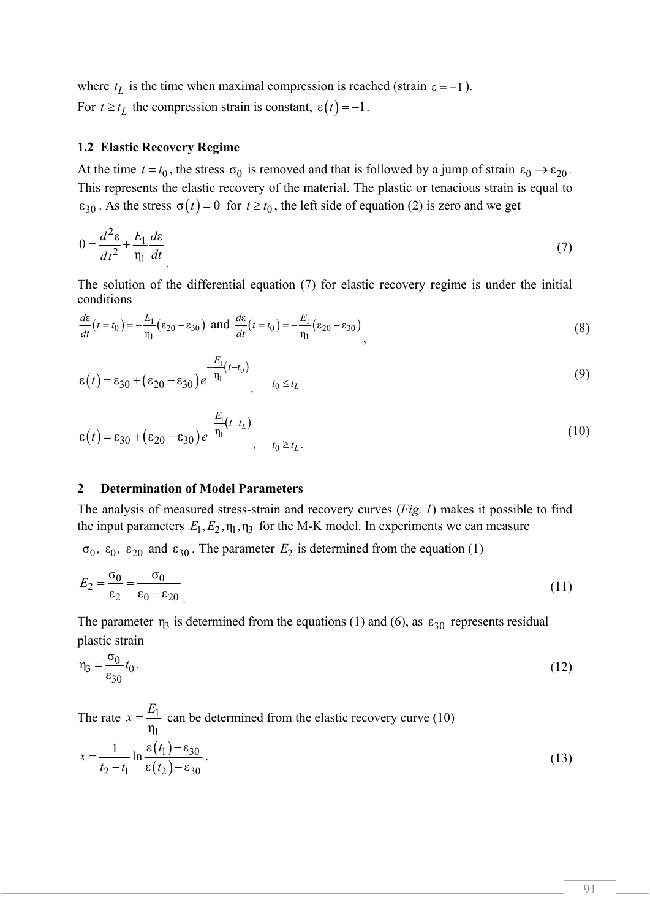where $t_L$ is the time when maximal compression is reached (strain $\varepsilon = -1$).
For $t \geq t_L$ the compression strain is constant, $\varepsilon(t) = -1$.

### 1.2 Elastic Recovery Regime

At the time $t = t_0$, the stress $\sigma_0$ is removed and that is followed by a jump of strain $\varepsilon_0 \to \varepsilon_{20}$. This represents the elastic recovery of the material. The plastic or tenacious strain is equal to $\varepsilon_{30}$. As the stress $\sigma(t) = 0$ for $t \geq t_0$, the left side of equation (2) is zero and we get

$$0 = \frac{d^2\varepsilon}{dt^2} + \frac{E_1}{\eta_1}\frac{d\varepsilon}{dt} \tag{7}$$

The solution of the differential equation (7) for elastic recovery regime is under the initial conditions

$$\frac{d\varepsilon}{dt}(t = t_0) = -\frac{E_1}{\eta_1}(\varepsilon_{20} - \varepsilon_{30}) \text{ and } \frac{d\varepsilon}{dt}(t = t_0) = -\frac{E_1}{\eta_1}(\varepsilon_{20} - \varepsilon_{30}) \tag{8}$$

$$\varepsilon(t) = \varepsilon_{30} + (\varepsilon_{20} - \varepsilon_{30})e^{-\frac{E_1}{\eta_1}(t - t_0)}, \quad t_0 \leq t_L \tag{9}$$

$$\varepsilon(t) = \varepsilon_{30} + (\varepsilon_{20} - \varepsilon_{30})e^{-\frac{E_1}{\eta_1}(t - t_L)}, \quad t_0 \geq t_L. \tag{10}$$

## 2 Determination of Model Parameters

The analysis of measured stress-strain and recovery curves (*Fig. 1*) makes it possible to find the input parameters $E_1, E_2, \eta_1, \eta_3$ for the M-K model. In experiments we can measure $\sigma_0$, $\varepsilon_0$, $\varepsilon_{20}$ and $\varepsilon_{30}$. The parameter $E_2$ is determined from the equation (1)

$$E_2 = \frac{\sigma_0}{\varepsilon_2} = \frac{\sigma_0}{\varepsilon_0 - \varepsilon_{20}}. \tag{11}$$

The parameter $\eta_3$ is determined from the equations (1) and (6), as $\varepsilon_{30}$ represents residual plastic strain

$$\eta_3 = \frac{\sigma_0}{\varepsilon_{30}} t_0. \tag{12}$$

The rate $x = \dfrac{E_1}{\eta_1}$ can be determined from the elastic recovery curve (10)

$$x = \frac{1}{t_2 - t_1} \ln \frac{\varepsilon(t_1) - \varepsilon_{30}}{\varepsilon(t_2) - \varepsilon_{30}}. \tag{13}$$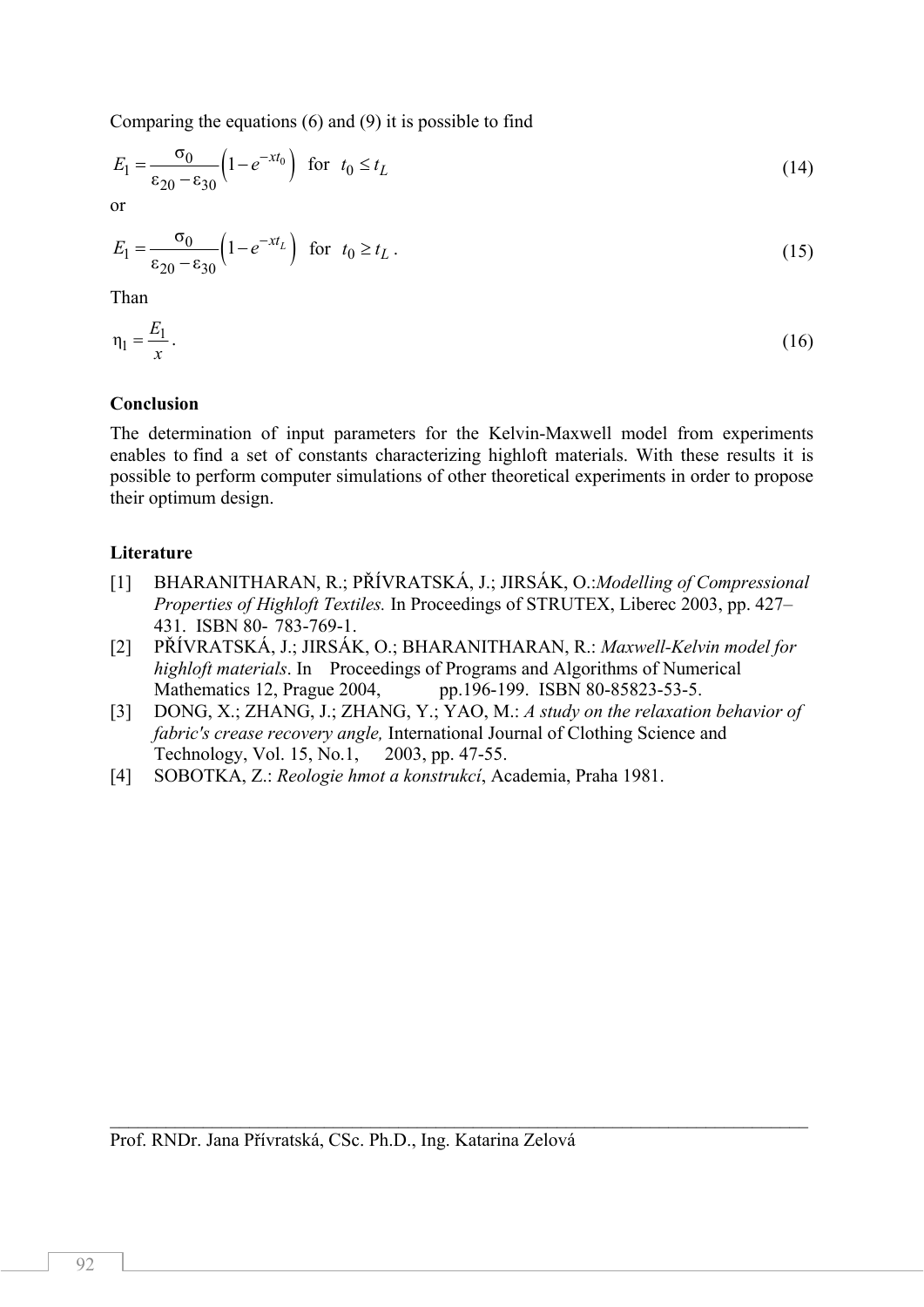Comparing the equations (6) and (9) it is possible to find

$$E_1 = \frac{\sigma_0}{\varepsilon_{20} - \varepsilon_{30}}\left(1 - e^{-xt_0}\right) \quad \text{for} \quad t_0 \le t_L \tag{14}$$

or

$$E_1 = \frac{\sigma_0}{\varepsilon_{20} - \varepsilon_{30}}\left(1 - e^{-xt_L}\right) \quad \text{for} \quad t_0 \ge t_L \, . \tag{15}$$

Than

$$\eta_1 = \frac{E_1}{x} \, . \tag{16}$$

**Conclusion**

The determination of input parameters for the Kelvin-Maxwell model from experiments enables to find a set of constants characterizing highloft materials. With these results it is possible to perform computer simulations of other theoretical experiments in order to propose their optimum design.

**Literature**

[1] BHARANITHARAN, R.; PŘÍVRATSKÁ, J.; JIRSÁK, O.:*Modelling of Compressional Properties of Highloft Textiles.* In Proceedings of STRUTEX, Liberec 2003, pp. 427–431. ISBN 80- 783-769-1.

[2] PŘÍVRATSKÁ, J.; JIRSÁK, O.; BHARANITHARAN, R.: *Maxwell-Kelvin model for highloft materials*. In Proceedings of Programs and Algorithms of Numerical Mathematics 12, Prague 2004, pp.196-199. ISBN 80-85823-53-5.

[3] DONG, X.; ZHANG, J.; ZHANG, Y.; YAO, M.: *A study on the relaxation behavior of fabric's crease recovery angle,* International Journal of Clothing Science and Technology, Vol. 15, No.1, 2003, pp. 47-55.

[4] SOBOTKA, Z.: *Reologie hmot a konstrukcí*, Academia, Praha 1981.

---

Prof. RNDr. Jana Přívratská, CSc. Ph.D., Ing. Katarina Zelová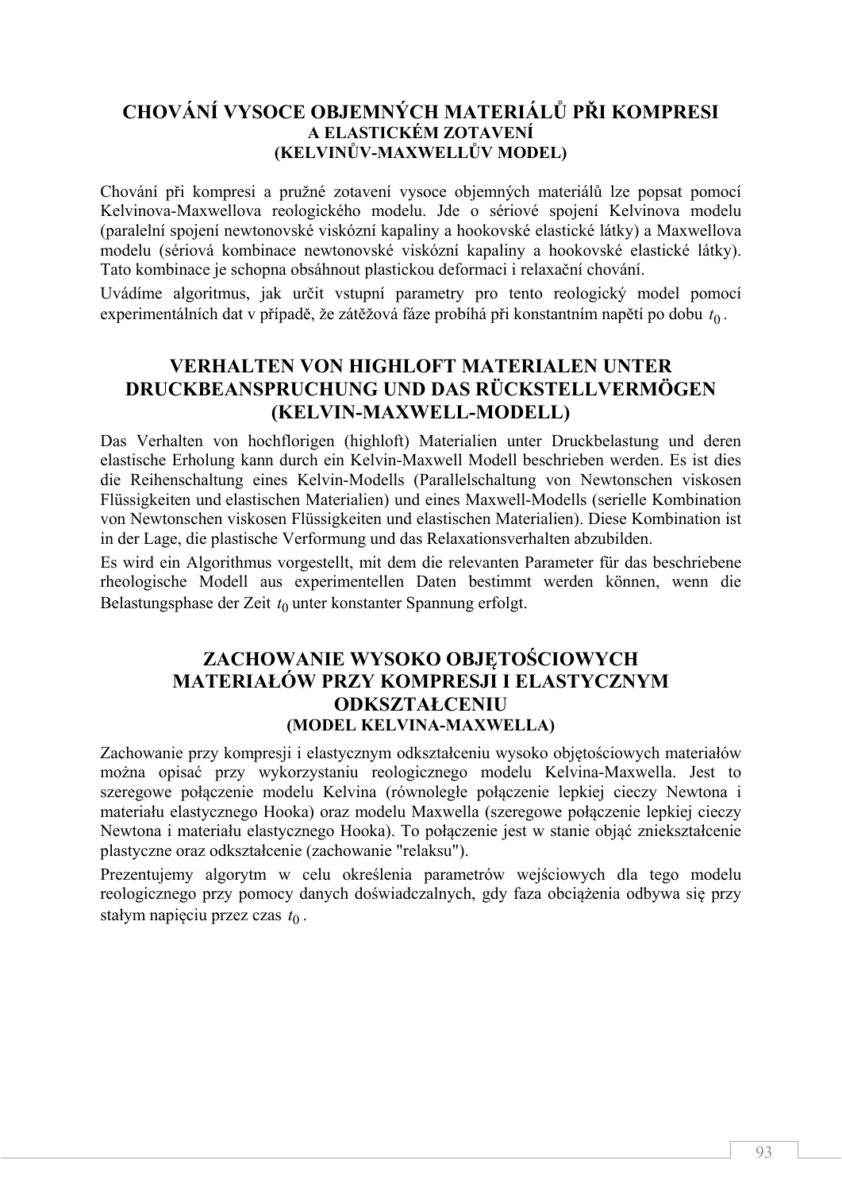## CHOVÁNÍ VYSOCE OBJEMNÝCH MATERIÁLŮ PŘI KOMPRESI
### A ELASTICKÉM ZOTAVENÍ
### (KELVINŮV-MAXWELLŮV MODEL)

Chování při kompresi a pružné zotavení vysoce objemných materiálů lze popsat pomocí Kelvinova-Maxwellova reologického modelu. Jde o sériové spojení Kelvinova modelu (paralelní spojení newtonovské viskózní kapaliny a hookovské elastické látky) a Maxwellova modelu (sériová kombinace newtonovské viskózní kapaliny a hookovské elastické látky). Tato kombinace je schopna obsáhnout plastickou deformaci i relaxační chování.

Uvádíme algoritmus, jak určit vstupní parametry pro tento reologický model pomocí experimentálních dat v případě, že zátěžová fáze probíhá při konstantním napětí po dobu $t_0$.

## VERHALTEN VON HIGHLOFT MATERIALEN UNTER DRUCKBEANSPRUCHUNG UND DAS RÜCKSTELLVERMÖGEN (KELVIN-MAXWELL-MODELL)

Das Verhalten von hochflorigen (highloft) Materialien unter Druckbelastung und deren elastische Erholung kann durch ein Kelvin-Maxwell Modell beschrieben werden. Es ist dies die Reihenschaltung eines Kelvin-Modells (Parallelschaltung von Newtonschen viskosen Flüssigkeiten und elastischen Materialien) und eines Maxwell-Modells (serielle Kombination von Newtonschen viskosen Flüssigkeiten und elastischen Materialien). Diese Kombination ist in der Lage, die plastische Verformung und das Relaxationsverhalten abzubilden.

Es wird ein Algorithmus vorgestellt, mit dem die relevanten Parameter für das beschriebene rheologische Modell aus experimentellen Daten bestimmt werden können, wenn die Belastungsphase der Zeit $t_0$ unter konstanter Spannung erfolgt.

## ZACHOWANIE WYSOKO OBJĘTOŚCIOWYCH MATERIAŁÓW PRZY KOMPRESJI I ELASTYCZNYM ODKSZTAŁCENIU
### (MODEL KELVINA-MAXWELLA)

Zachowanie przy kompresji i elastycznym odkształceniu wysoko objętościowych materiałów można opisać przy wykorzystaniu reologicznego modelu Kelvina-Maxwella. Jest to szeregowe połączenie modelu Kelvina (równoległe połączenie lepkiej cieczy Newtona i materiału elastycznego Hooka) oraz modelu Maxwella (szeregowe połączenie lepkiej cieczy Newtona i materiału elastycznego Hooka). To połączenie jest w stanie objąć zniekształcenie plastyczne oraz odkształcenie (zachowanie "relaksu").

Prezentujemy algorytm w celu określenia parametrów wejściowych dla tego modelu reologicznego przy pomocy danych doświadczalnych, gdy faza obciążenia odbywa się przy stałym napięciu przez czas $t_0$.